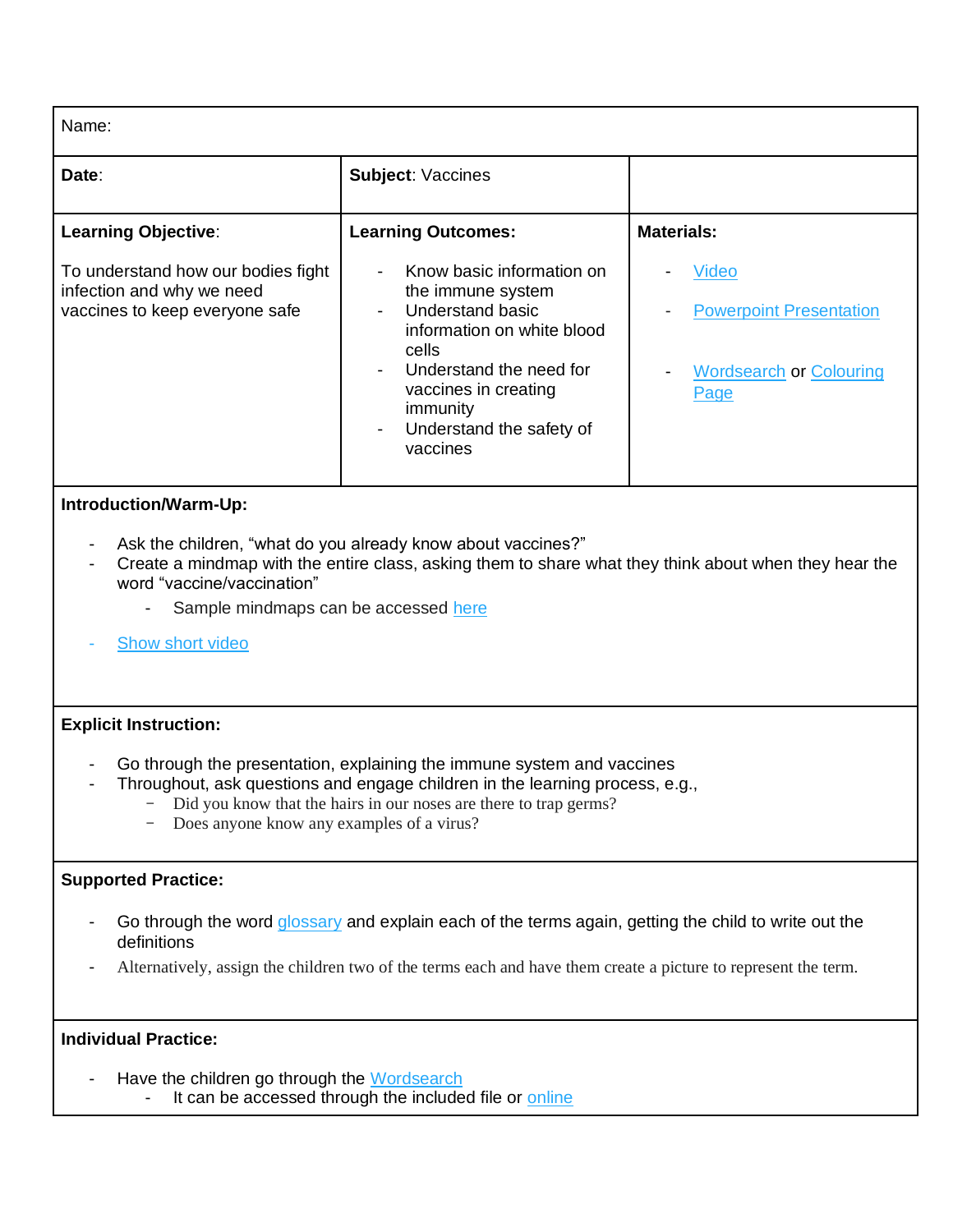Name:

| **Date**: | **Subject**: Vaccines | |
|---|---|---|
| **Learning Objective**: To understand how our bodies fight infection and why we need vaccines to keep everyone safe | **Learning Outcomes:** - Know basic information on the immune system - Understand basic information on white blood cells - Understand the need for vaccines in creating immunity - Understand the safety of vaccines | **Materials:** - Video - Powerpoint Presentation - Wordsearch or Colouring Page |

**Introduction/Warm-Up:**

- Ask the children, "what do you already know about vaccines?"
- Create a mindmap with the entire class, asking them to share what they think about when they hear the word "vaccine/vaccination"
  - Sample mindmaps can be accessed here
- Show short video

**Explicit Instruction:**

- Go through the presentation, explaining the immune system and vaccines
- Throughout, ask questions and engage children in the learning process, e.g.,
  - Did you know that the hairs in our noses are there to trap germs?
  - Does anyone know any examples of a virus?

**Supported Practice:**

- Go through the word glossary and explain each of the terms again, getting the child to write out the definitions
- Alternatively, assign the children two of the terms each and have them create a picture to represent the term.

**Individual Practice:**

- Have the children go through the Wordsearch
  - It can be accessed through the included file or online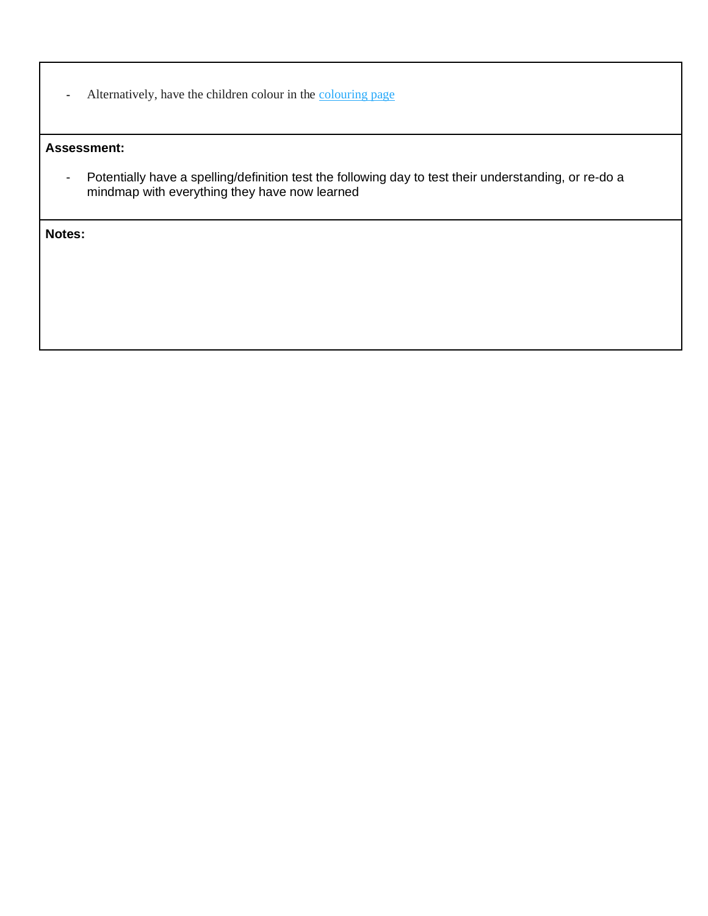- Alternatively, have the children colour in the colouring page

**Assessment:**

- Potentially have a spelling/definition test the following day to test their understanding, or re-do a mindmap with everything they have now learned

**Notes:**